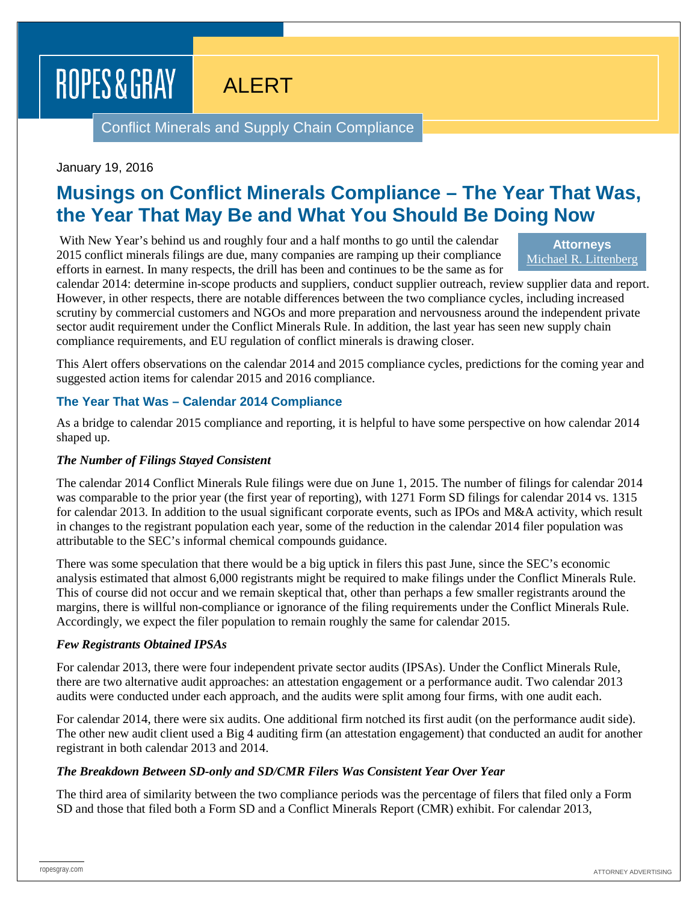ROPES & GRAY

ALERT

Conflict Minerals and Supply Chain Compliance

January 19, 2016

# Musings on Conflict Minerals Compliance – The Year That Was, the Year That May Be and What You Should Be Doing Now

**Attorneys**
Michael R. Littenberg

With New Year's behind us and roughly four and a half months to go until the calendar 2015 conflict minerals filings are due, many companies are ramping up their compliance efforts in earnest. In many respects, the drill has been and continues to be the same as for calendar 2014: determine in-scope products and suppliers, conduct supplier outreach, review supplier data and report. However, in other respects, there are notable differences between the two compliance cycles, including increased scrutiny by commercial customers and NGOs and more preparation and nervousness around the independent private sector audit requirement under the Conflict Minerals Rule. In addition, the last year has seen new supply chain compliance requirements, and EU regulation of conflict minerals is drawing closer.

This Alert offers observations on the calendar 2014 and 2015 compliance cycles, predictions for the coming year and suggested action items for calendar 2015 and 2016 compliance.

## The Year That Was – Calendar 2014 Compliance

As a bridge to calendar 2015 compliance and reporting, it is helpful to have some perspective on how calendar 2014 shaped up.

### *The Number of Filings Stayed Consistent*

The calendar 2014 Conflict Minerals Rule filings were due on June 1, 2015. The number of filings for calendar 2014 was comparable to the prior year (the first year of reporting), with 1271 Form SD filings for calendar 2014 vs. 1315 for calendar 2013. In addition to the usual significant corporate events, such as IPOs and M&A activity, which result in changes to the registrant population each year, some of the reduction in the calendar 2014 filer population was attributable to the SEC's informal chemical compounds guidance.

There was some speculation that there would be a big uptick in filers this past June, since the SEC's economic analysis estimated that almost 6,000 registrants might be required to make filings under the Conflict Minerals Rule. This of course did not occur and we remain skeptical that, other than perhaps a few smaller registrants around the margins, there is willful non-compliance or ignorance of the filing requirements under the Conflict Minerals Rule. Accordingly, we expect the filer population to remain roughly the same for calendar 2015.

### *Few Registrants Obtained IPSAs*

For calendar 2013, there were four independent private sector audits (IPSAs). Under the Conflict Minerals Rule, there are two alternative audit approaches: an attestation engagement or a performance audit. Two calendar 2013 audits were conducted under each approach, and the audits were split among four firms, with one audit each.

For calendar 2014, there were six audits. One additional firm notched its first audit (on the performance audit side). The other new audit client used a Big 4 auditing firm (an attestation engagement) that conducted an audit for another registrant in both calendar 2013 and 2014.

### *The Breakdown Between SD-only and SD/CMR Filers Was Consistent Year Over Year*

The third area of similarity between the two compliance periods was the percentage of filers that filed only a Form SD and those that filed both a Form SD and a Conflict Minerals Report (CMR) exhibit. For calendar 2013,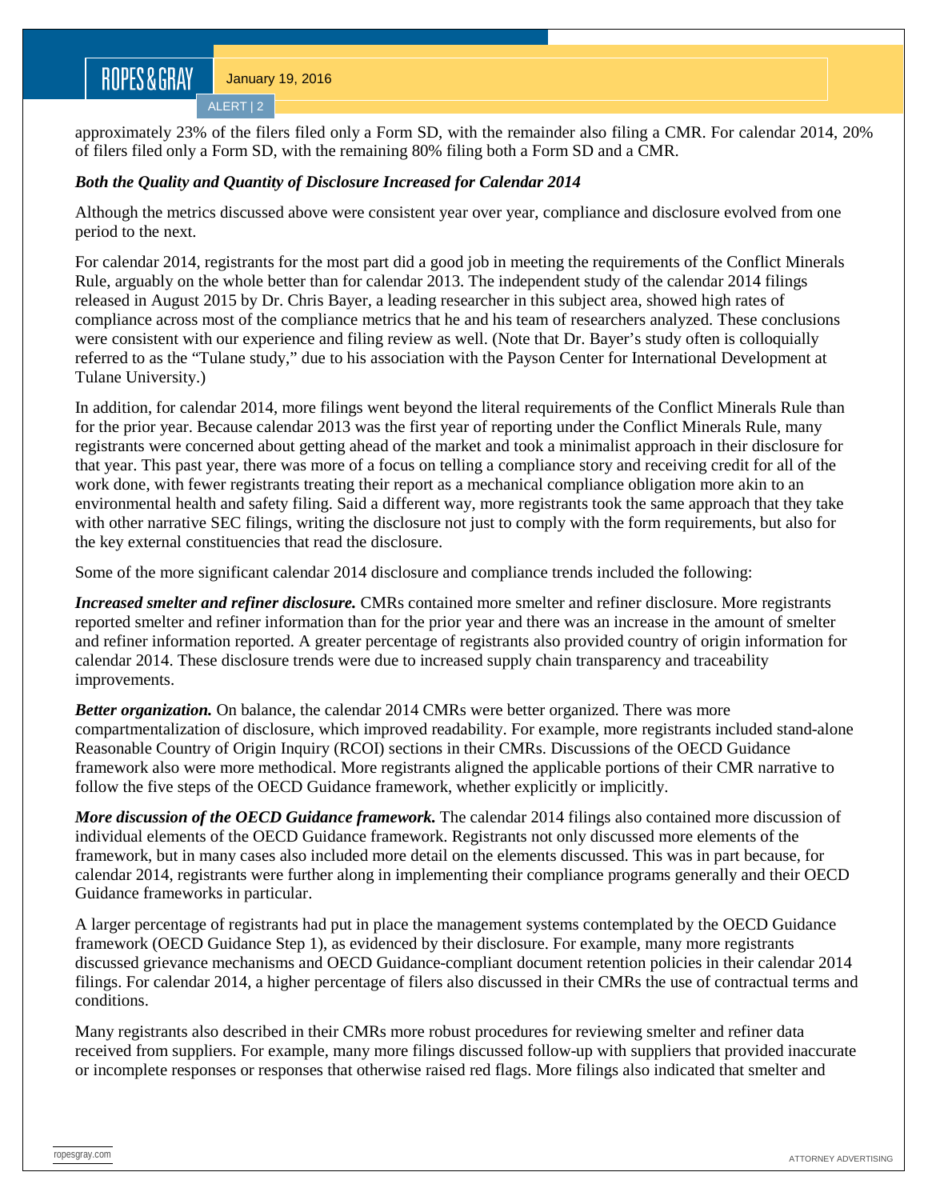approximately 23% of the filers filed only a Form SD, with the remainder also filing a CMR. For calendar 2014, 20% of filers filed only a Form SD, with the remaining 80% filing both a Form SD and a CMR.

***Both the Quality and Quantity of Disclosure Increased for Calendar 2014***

Although the metrics discussed above were consistent year over year, compliance and disclosure evolved from one period to the next.

For calendar 2014, registrants for the most part did a good job in meeting the requirements of the Conflict Minerals Rule, arguably on the whole better than for calendar 2013. The independent study of the calendar 2014 filings released in August 2015 by Dr. Chris Bayer, a leading researcher in this subject area, showed high rates of compliance across most of the compliance metrics that he and his team of researchers analyzed. These conclusions were consistent with our experience and filing review as well. (Note that Dr. Bayer's study often is colloquially referred to as the "Tulane study," due to his association with the Payson Center for International Development at Tulane University.)

In addition, for calendar 2014, more filings went beyond the literal requirements of the Conflict Minerals Rule than for the prior year. Because calendar 2013 was the first year of reporting under the Conflict Minerals Rule, many registrants were concerned about getting ahead of the market and took a minimalist approach in their disclosure for that year. This past year, there was more of a focus on telling a compliance story and receiving credit for all of the work done, with fewer registrants treating their report as a mechanical compliance obligation more akin to an environmental health and safety filing. Said a different way, more registrants took the same approach that they take with other narrative SEC filings, writing the disclosure not just to comply with the form requirements, but also for the key external constituencies that read the disclosure.

Some of the more significant calendar 2014 disclosure and compliance trends included the following:

***Increased smelter and refiner disclosure.*** CMRs contained more smelter and refiner disclosure. More registrants reported smelter and refiner information than for the prior year and there was an increase in the amount of smelter and refiner information reported. A greater percentage of registrants also provided country of origin information for calendar 2014. These disclosure trends were due to increased supply chain transparency and traceability improvements.

***Better organization.*** On balance, the calendar 2014 CMRs were better organized. There was more compartmentalization of disclosure, which improved readability. For example, more registrants included stand-alone Reasonable Country of Origin Inquiry (RCOI) sections in their CMRs. Discussions of the OECD Guidance framework also were more methodical. More registrants aligned the applicable portions of their CMR narrative to follow the five steps of the OECD Guidance framework, whether explicitly or implicitly.

***More discussion of the OECD Guidance framework.*** The calendar 2014 filings also contained more discussion of individual elements of the OECD Guidance framework. Registrants not only discussed more elements of the framework, but in many cases also included more detail on the elements discussed. This was in part because, for calendar 2014, registrants were further along in implementing their compliance programs generally and their OECD Guidance frameworks in particular.

A larger percentage of registrants had put in place the management systems contemplated by the OECD Guidance framework (OECD Guidance Step 1), as evidenced by their disclosure. For example, many more registrants discussed grievance mechanisms and OECD Guidance-compliant document retention policies in their calendar 2014 filings. For calendar 2014, a higher percentage of filers also discussed in their CMRs the use of contractual terms and conditions.

Many registrants also described in their CMRs more robust procedures for reviewing smelter and refiner data received from suppliers. For example, many more filings discussed follow-up with suppliers that provided inaccurate or incomplete responses or responses that otherwise raised red flags. More filings also indicated that smelter and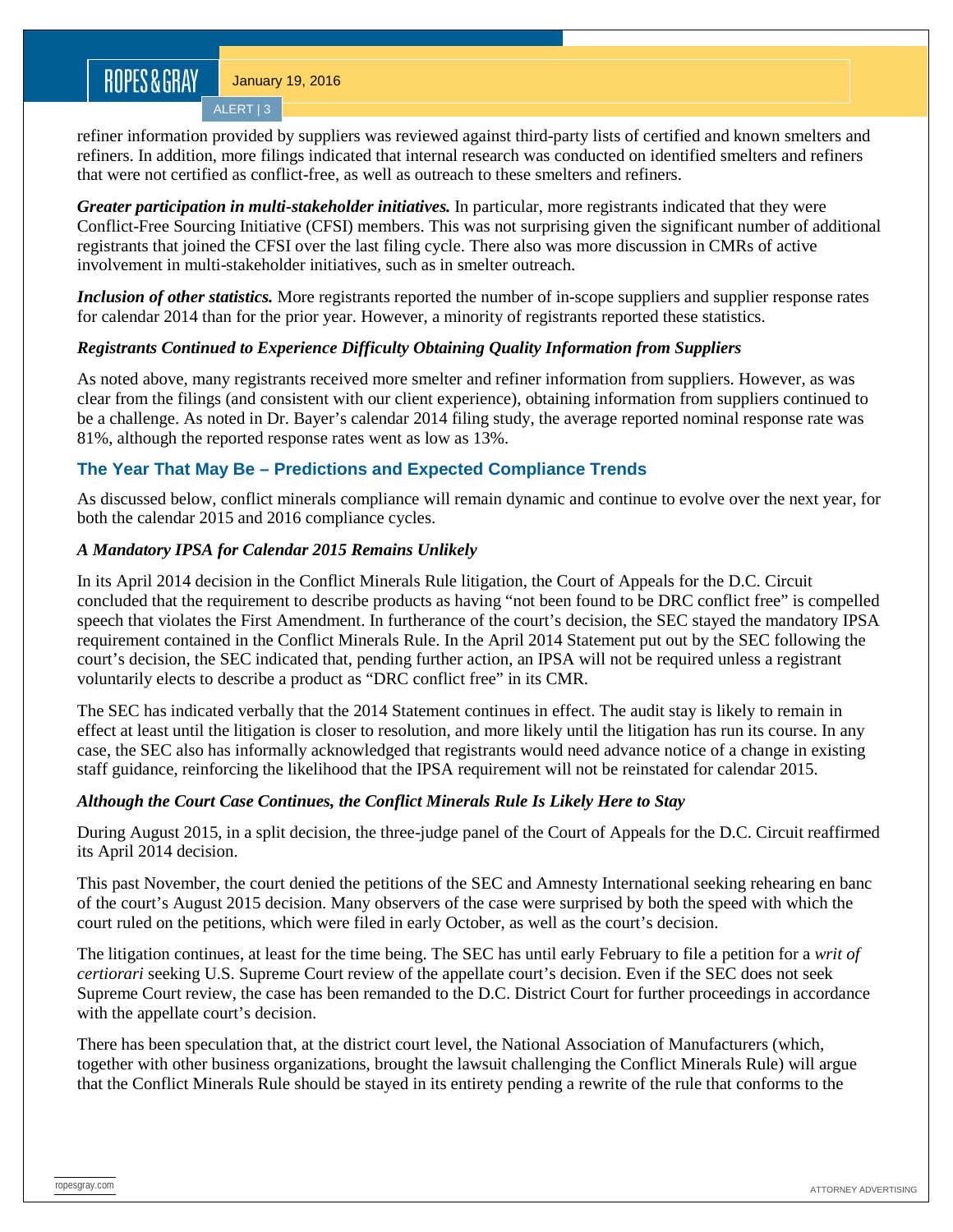refiner information provided by suppliers was reviewed against third-party lists of certified and known smelters and refiners. In addition, more filings indicated that internal research was conducted on identified smelters and refiners that were not certified as conflict-free, as well as outreach to these smelters and refiners.

***Greater participation in multi-stakeholder initiatives.*** In particular, more registrants indicated that they were Conflict-Free Sourcing Initiative (CFSI) members. This was not surprising given the significant number of additional registrants that joined the CFSI over the last filing cycle. There also was more discussion in CMRs of active involvement in multi-stakeholder initiatives, such as in smelter outreach.

***Inclusion of other statistics.*** More registrants reported the number of in-scope suppliers and supplier response rates for calendar 2014 than for the prior year. However, a minority of registrants reported these statistics.

### *Registrants Continued to Experience Difficulty Obtaining Quality Information from Suppliers*

As noted above, many registrants received more smelter and refiner information from suppliers. However, as was clear from the filings (and consistent with our client experience), obtaining information from suppliers continued to be a challenge. As noted in Dr. Bayer's calendar 2014 filing study, the average reported nominal response rate was 81%, although the reported response rates went as low as 13%.

## The Year That May Be – Predictions and Expected Compliance Trends

As discussed below, conflict minerals compliance will remain dynamic and continue to evolve over the next year, for both the calendar 2015 and 2016 compliance cycles.

### *A Mandatory IPSA for Calendar 2015 Remains Unlikely*

In its April 2014 decision in the Conflict Minerals Rule litigation, the Court of Appeals for the D.C. Circuit concluded that the requirement to describe products as having "not been found to be DRC conflict free" is compelled speech that violates the First Amendment. In furtherance of the court's decision, the SEC stayed the mandatory IPSA requirement contained in the Conflict Minerals Rule. In the April 2014 Statement put out by the SEC following the court's decision, the SEC indicated that, pending further action, an IPSA will not be required unless a registrant voluntarily elects to describe a product as "DRC conflict free" in its CMR.

The SEC has indicated verbally that the 2014 Statement continues in effect. The audit stay is likely to remain in effect at least until the litigation is closer to resolution, and more likely until the litigation has run its course. In any case, the SEC also has informally acknowledged that registrants would need advance notice of a change in existing staff guidance, reinforcing the likelihood that the IPSA requirement will not be reinstated for calendar 2015.

### *Although the Court Case Continues, the Conflict Minerals Rule Is Likely Here to Stay*

During August 2015, in a split decision, the three-judge panel of the Court of Appeals for the D.C. Circuit reaffirmed its April 2014 decision.

This past November, the court denied the petitions of the SEC and Amnesty International seeking rehearing en banc of the court's August 2015 decision. Many observers of the case were surprised by both the speed with which the court ruled on the petitions, which were filed in early October, as well as the court's decision.

The litigation continues, at least for the time being. The SEC has until early February to file a petition for a *writ of certiorari* seeking U.S. Supreme Court review of the appellate court's decision. Even if the SEC does not seek Supreme Court review, the case has been remanded to the D.C. District Court for further proceedings in accordance with the appellate court's decision.

There has been speculation that, at the district court level, the National Association of Manufacturers (which, together with other business organizations, brought the lawsuit challenging the Conflict Minerals Rule) will argue that the Conflict Minerals Rule should be stayed in its entirety pending a rewrite of the rule that conforms to the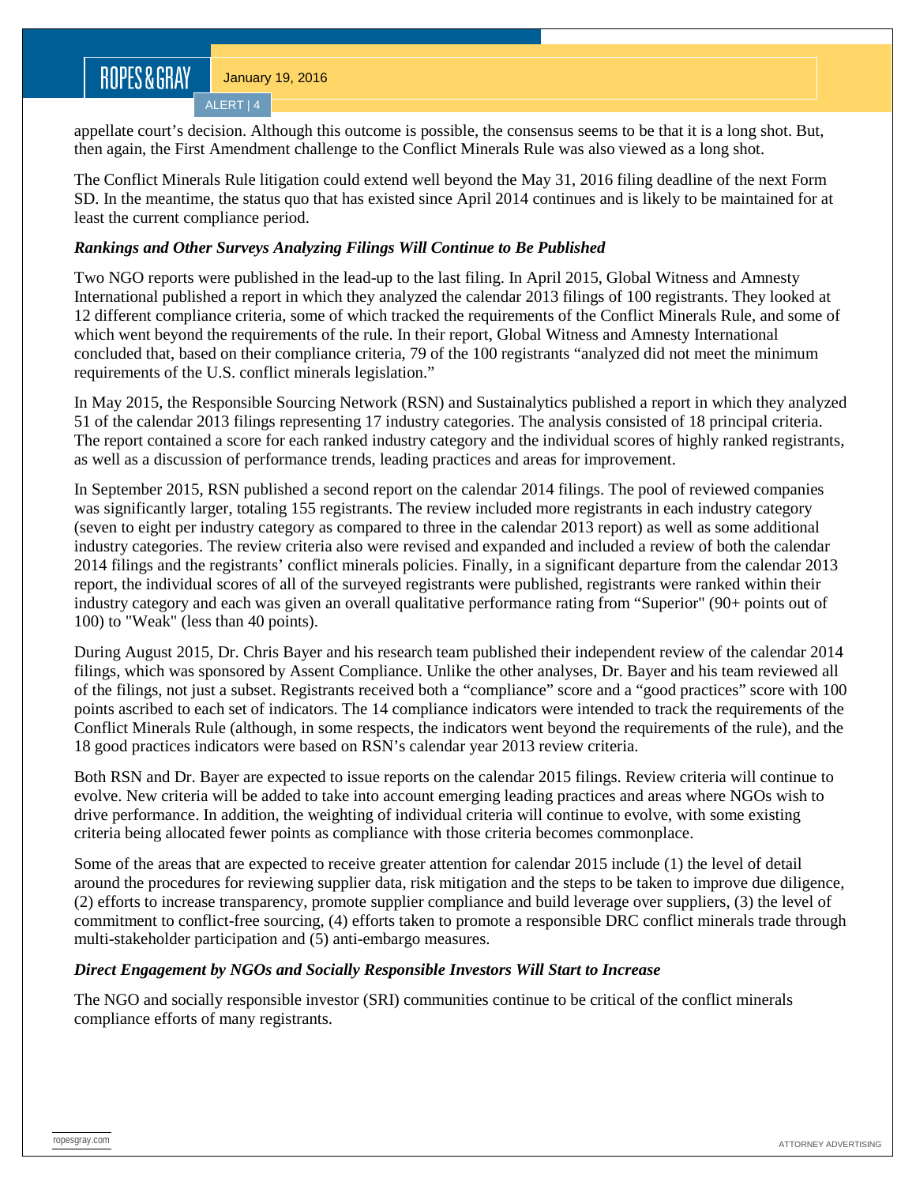appellate court's decision. Although this outcome is possible, the consensus seems to be that it is a long shot. But, then again, the First Amendment challenge to the Conflict Minerals Rule was also viewed as a long shot.

The Conflict Minerals Rule litigation could extend well beyond the May 31, 2016 filing deadline of the next Form SD. In the meantime, the status quo that has existed since April 2014 continues and is likely to be maintained for at least the current compliance period.

***Rankings and Other Surveys Analyzing Filings Will Continue to Be Published***

Two NGO reports were published in the lead-up to the last filing. In April 2015, Global Witness and Amnesty International published a report in which they analyzed the calendar 2013 filings of 100 registrants. They looked at 12 different compliance criteria, some of which tracked the requirements of the Conflict Minerals Rule, and some of which went beyond the requirements of the rule. In their report, Global Witness and Amnesty International concluded that, based on their compliance criteria, 79 of the 100 registrants "analyzed did not meet the minimum requirements of the U.S. conflict minerals legislation."

In May 2015, the Responsible Sourcing Network (RSN) and Sustainalytics published a report in which they analyzed 51 of the calendar 2013 filings representing 17 industry categories. The analysis consisted of 18 principal criteria. The report contained a score for each ranked industry category and the individual scores of highly ranked registrants, as well as a discussion of performance trends, leading practices and areas for improvement.

In September 2015, RSN published a second report on the calendar 2014 filings. The pool of reviewed companies was significantly larger, totaling 155 registrants. The review included more registrants in each industry category (seven to eight per industry category as compared to three in the calendar 2013 report) as well as some additional industry categories. The review criteria also were revised and expanded and included a review of both the calendar 2014 filings and the registrants' conflict minerals policies. Finally, in a significant departure from the calendar 2013 report, the individual scores of all of the surveyed registrants were published, registrants were ranked within their industry category and each was given an overall qualitative performance rating from "Superior" (90+ points out of 100) to "Weak" (less than 40 points).

During August 2015, Dr. Chris Bayer and his research team published their independent review of the calendar 2014 filings, which was sponsored by Assent Compliance. Unlike the other analyses, Dr. Bayer and his team reviewed all of the filings, not just a subset. Registrants received both a "compliance" score and a "good practices" score with 100 points ascribed to each set of indicators. The 14 compliance indicators were intended to track the requirements of the Conflict Minerals Rule (although, in some respects, the indicators went beyond the requirements of the rule), and the 18 good practices indicators were based on RSN's calendar year 2013 review criteria.

Both RSN and Dr. Bayer are expected to issue reports on the calendar 2015 filings. Review criteria will continue to evolve. New criteria will be added to take into account emerging leading practices and areas where NGOs wish to drive performance. In addition, the weighting of individual criteria will continue to evolve, with some existing criteria being allocated fewer points as compliance with those criteria becomes commonplace.

Some of the areas that are expected to receive greater attention for calendar 2015 include (1) the level of detail around the procedures for reviewing supplier data, risk mitigation and the steps to be taken to improve due diligence, (2) efforts to increase transparency, promote supplier compliance and build leverage over suppliers, (3) the level of commitment to conflict-free sourcing, (4) efforts taken to promote a responsible DRC conflict minerals trade through multi-stakeholder participation and (5) anti-embargo measures.

***Direct Engagement by NGOs and Socially Responsible Investors Will Start to Increase***

The NGO and socially responsible investor (SRI) communities continue to be critical of the conflict minerals compliance efforts of many registrants.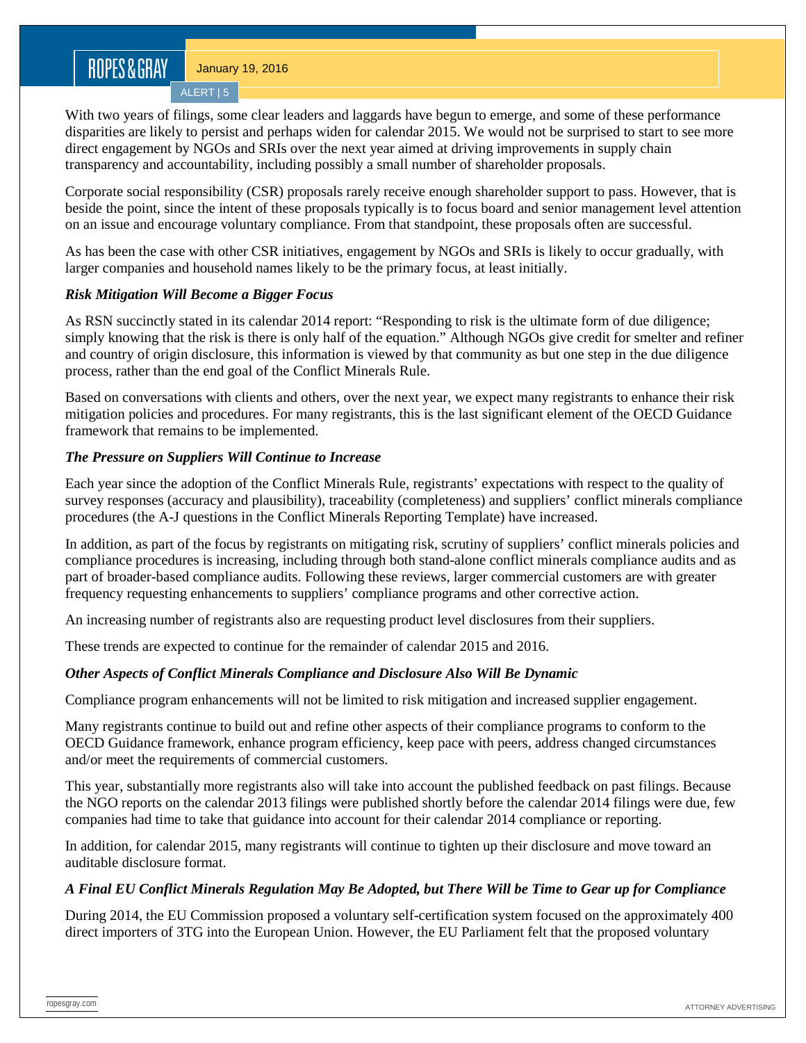With two years of filings, some clear leaders and laggards have begun to emerge, and some of these performance disparities are likely to persist and perhaps widen for calendar 2015. We would not be surprised to start to see more direct engagement by NGOs and SRIs over the next year aimed at driving improvements in supply chain transparency and accountability, including possibly a small number of shareholder proposals.

Corporate social responsibility (CSR) proposals rarely receive enough shareholder support to pass. However, that is beside the point, since the intent of these proposals typically is to focus board and senior management level attention on an issue and encourage voluntary compliance. From that standpoint, these proposals often are successful.

As has been the case with other CSR initiatives, engagement by NGOs and SRIs is likely to occur gradually, with larger companies and household names likely to be the primary focus, at least initially.

***Risk Mitigation Will Become a Bigger Focus***

As RSN succinctly stated in its calendar 2014 report: "Responding to risk is the ultimate form of due diligence; simply knowing that the risk is there is only half of the equation." Although NGOs give credit for smelter and refiner and country of origin disclosure, this information is viewed by that community as but one step in the due diligence process, rather than the end goal of the Conflict Minerals Rule.

Based on conversations with clients and others, over the next year, we expect many registrants to enhance their risk mitigation policies and procedures. For many registrants, this is the last significant element of the OECD Guidance framework that remains to be implemented.

***The Pressure on Suppliers Will Continue to Increase***

Each year since the adoption of the Conflict Minerals Rule, registrants' expectations with respect to the quality of survey responses (accuracy and plausibility), traceability (completeness) and suppliers' conflict minerals compliance procedures (the A-J questions in the Conflict Minerals Reporting Template) have increased.

In addition, as part of the focus by registrants on mitigating risk, scrutiny of suppliers' conflict minerals policies and compliance procedures is increasing, including through both stand-alone conflict minerals compliance audits and as part of broader-based compliance audits. Following these reviews, larger commercial customers are with greater frequency requesting enhancements to suppliers' compliance programs and other corrective action.

An increasing number of registrants also are requesting product level disclosures from their suppliers.

These trends are expected to continue for the remainder of calendar 2015 and 2016.

***Other Aspects of Conflict Minerals Compliance and Disclosure Also Will Be Dynamic***

Compliance program enhancements will not be limited to risk mitigation and increased supplier engagement.

Many registrants continue to build out and refine other aspects of their compliance programs to conform to the OECD Guidance framework, enhance program efficiency, keep pace with peers, address changed circumstances and/or meet the requirements of commercial customers.

This year, substantially more registrants also will take into account the published feedback on past filings. Because the NGO reports on the calendar 2013 filings were published shortly before the calendar 2014 filings were due, few companies had time to take that guidance into account for their calendar 2014 compliance or reporting.

In addition, for calendar 2015, many registrants will continue to tighten up their disclosure and move toward an auditable disclosure format.

***A Final EU Conflict Minerals Regulation May Be Adopted, but There Will be Time to Gear up for Compliance***

During 2014, the EU Commission proposed a voluntary self-certification system focused on the approximately 400 direct importers of 3TG into the European Union. However, the EU Parliament felt that the proposed voluntary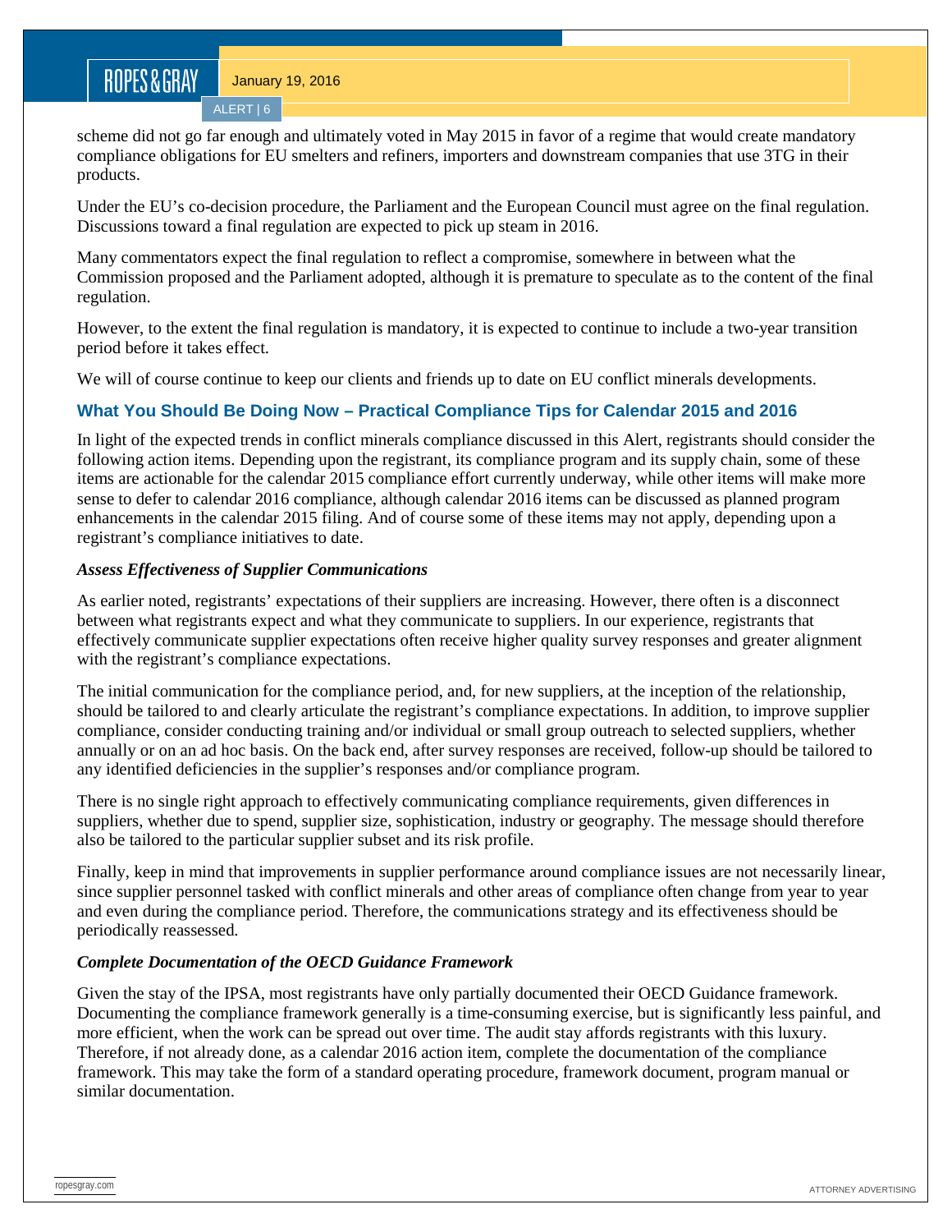scheme did not go far enough and ultimately voted in May 2015 in favor of a regime that would create mandatory compliance obligations for EU smelters and refiners, importers and downstream companies that use 3TG in their products.

Under the EU's co-decision procedure, the Parliament and the European Council must agree on the final regulation. Discussions toward a final regulation are expected to pick up steam in 2016.

Many commentators expect the final regulation to reflect a compromise, somewhere in between what the Commission proposed and the Parliament adopted, although it is premature to speculate as to the content of the final regulation.

However, to the extent the final regulation is mandatory, it is expected to continue to include a two-year transition period before it takes effect.

We will of course continue to keep our clients and friends up to date on EU conflict minerals developments.

## What You Should Be Doing Now – Practical Compliance Tips for Calendar 2015 and 2016

In light of the expected trends in conflict minerals compliance discussed in this Alert, registrants should consider the following action items. Depending upon the registrant, its compliance program and its supply chain, some of these items are actionable for the calendar 2015 compliance effort currently underway, while other items will make more sense to defer to calendar 2016 compliance, although calendar 2016 items can be discussed as planned program enhancements in the calendar 2015 filing. And of course some of these items may not apply, depending upon a registrant's compliance initiatives to date.

### *Assess Effectiveness of Supplier Communications*

As earlier noted, registrants' expectations of their suppliers are increasing. However, there often is a disconnect between what registrants expect and what they communicate to suppliers. In our experience, registrants that effectively communicate supplier expectations often receive higher quality survey responses and greater alignment with the registrant's compliance expectations.

The initial communication for the compliance period, and, for new suppliers, at the inception of the relationship, should be tailored to and clearly articulate the registrant's compliance expectations. In addition, to improve supplier compliance, consider conducting training and/or individual or small group outreach to selected suppliers, whether annually or on an ad hoc basis. On the back end, after survey responses are received, follow-up should be tailored to any identified deficiencies in the supplier's responses and/or compliance program.

There is no single right approach to effectively communicating compliance requirements, given differences in suppliers, whether due to spend, supplier size, sophistication, industry or geography. The message should therefore also be tailored to the particular supplier subset and its risk profile.

Finally, keep in mind that improvements in supplier performance around compliance issues are not necessarily linear, since supplier personnel tasked with conflict minerals and other areas of compliance often change from year to year and even during the compliance period. Therefore, the communications strategy and its effectiveness should be periodically reassessed.

### *Complete Documentation of the OECD Guidance Framework*

Given the stay of the IPSA, most registrants have only partially documented their OECD Guidance framework. Documenting the compliance framework generally is a time-consuming exercise, but is significantly less painful, and more efficient, when the work can be spread out over time. The audit stay affords registrants with this luxury. Therefore, if not already done, as a calendar 2016 action item, complete the documentation of the compliance framework. This may take the form of a standard operating procedure, framework document, program manual or similar documentation.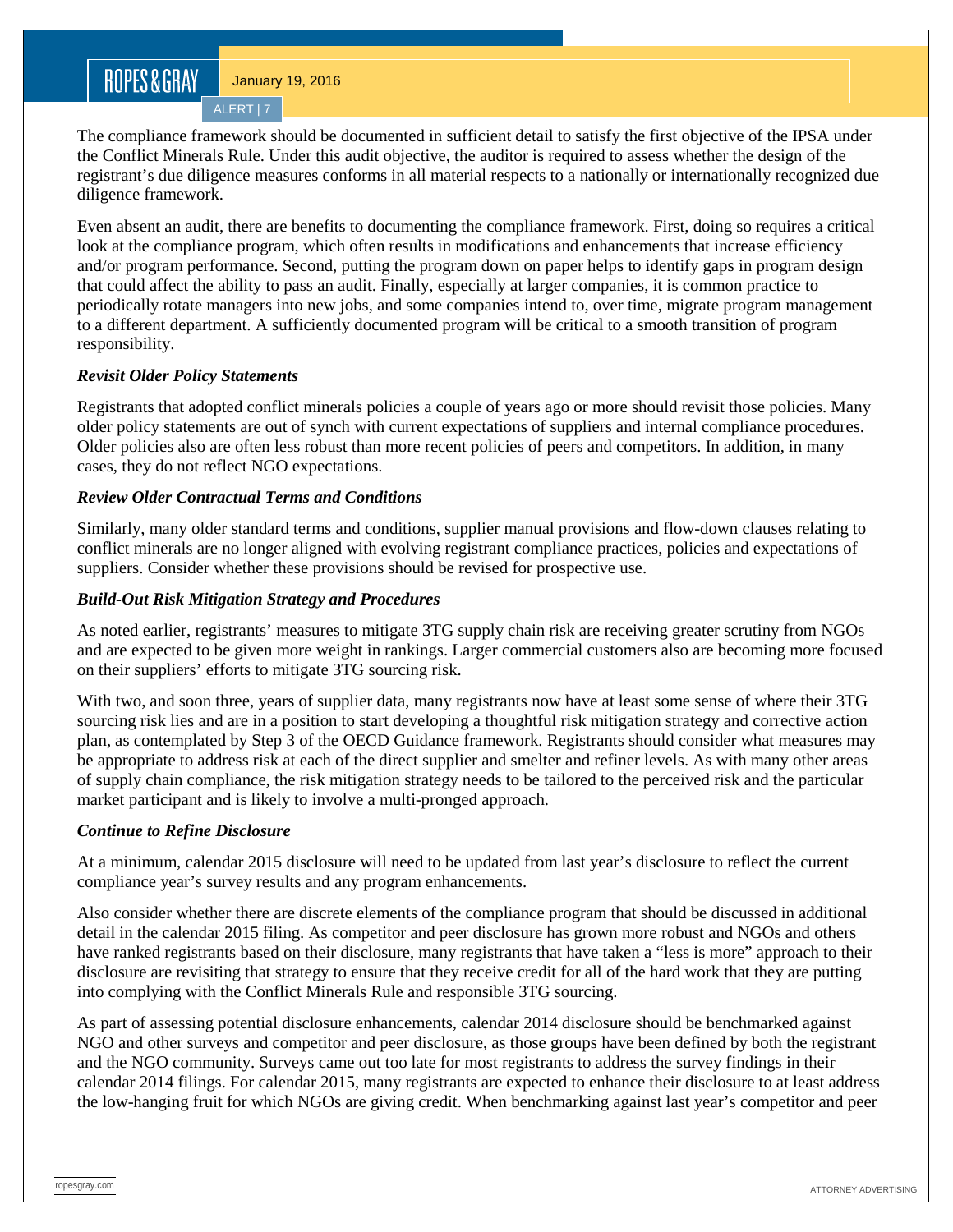The compliance framework should be documented in sufficient detail to satisfy the first objective of the IPSA under the Conflict Minerals Rule. Under this audit objective, the auditor is required to assess whether the design of the registrant's due diligence measures conforms in all material respects to a nationally or internationally recognized due diligence framework.

Even absent an audit, there are benefits to documenting the compliance framework. First, doing so requires a critical look at the compliance program, which often results in modifications and enhancements that increase efficiency and/or program performance. Second, putting the program down on paper helps to identify gaps in program design that could affect the ability to pass an audit. Finally, especially at larger companies, it is common practice to periodically rotate managers into new jobs, and some companies intend to, over time, migrate program management to a different department. A sufficiently documented program will be critical to a smooth transition of program responsibility.

***Revisit Older Policy Statements***

Registrants that adopted conflict minerals policies a couple of years ago or more should revisit those policies. Many older policy statements are out of synch with current expectations of suppliers and internal compliance procedures. Older policies also are often less robust than more recent policies of peers and competitors. In addition, in many cases, they do not reflect NGO expectations.

***Review Older Contractual Terms and Conditions***

Similarly, many older standard terms and conditions, supplier manual provisions and flow-down clauses relating to conflict minerals are no longer aligned with evolving registrant compliance practices, policies and expectations of suppliers. Consider whether these provisions should be revised for prospective use.

***Build-Out Risk Mitigation Strategy and Procedures***

As noted earlier, registrants' measures to mitigate 3TG supply chain risk are receiving greater scrutiny from NGOs and are expected to be given more weight in rankings. Larger commercial customers also are becoming more focused on their suppliers' efforts to mitigate 3TG sourcing risk.

With two, and soon three, years of supplier data, many registrants now have at least some sense of where their 3TG sourcing risk lies and are in a position to start developing a thoughtful risk mitigation strategy and corrective action plan, as contemplated by Step 3 of the OECD Guidance framework. Registrants should consider what measures may be appropriate to address risk at each of the direct supplier and smelter and refiner levels. As with many other areas of supply chain compliance, the risk mitigation strategy needs to be tailored to the perceived risk and the particular market participant and is likely to involve a multi-pronged approach.

***Continue to Refine Disclosure***

At a minimum, calendar 2015 disclosure will need to be updated from last year's disclosure to reflect the current compliance year's survey results and any program enhancements.

Also consider whether there are discrete elements of the compliance program that should be discussed in additional detail in the calendar 2015 filing. As competitor and peer disclosure has grown more robust and NGOs and others have ranked registrants based on their disclosure, many registrants that have taken a "less is more" approach to their disclosure are revisiting that strategy to ensure that they receive credit for all of the hard work that they are putting into complying with the Conflict Minerals Rule and responsible 3TG sourcing.

As part of assessing potential disclosure enhancements, calendar 2014 disclosure should be benchmarked against NGO and other surveys and competitor and peer disclosure, as those groups have been defined by both the registrant and the NGO community. Surveys came out too late for most registrants to address the survey findings in their calendar 2014 filings. For calendar 2015, many registrants are expected to enhance their disclosure to at least address the low-hanging fruit for which NGOs are giving credit. When benchmarking against last year's competitor and peer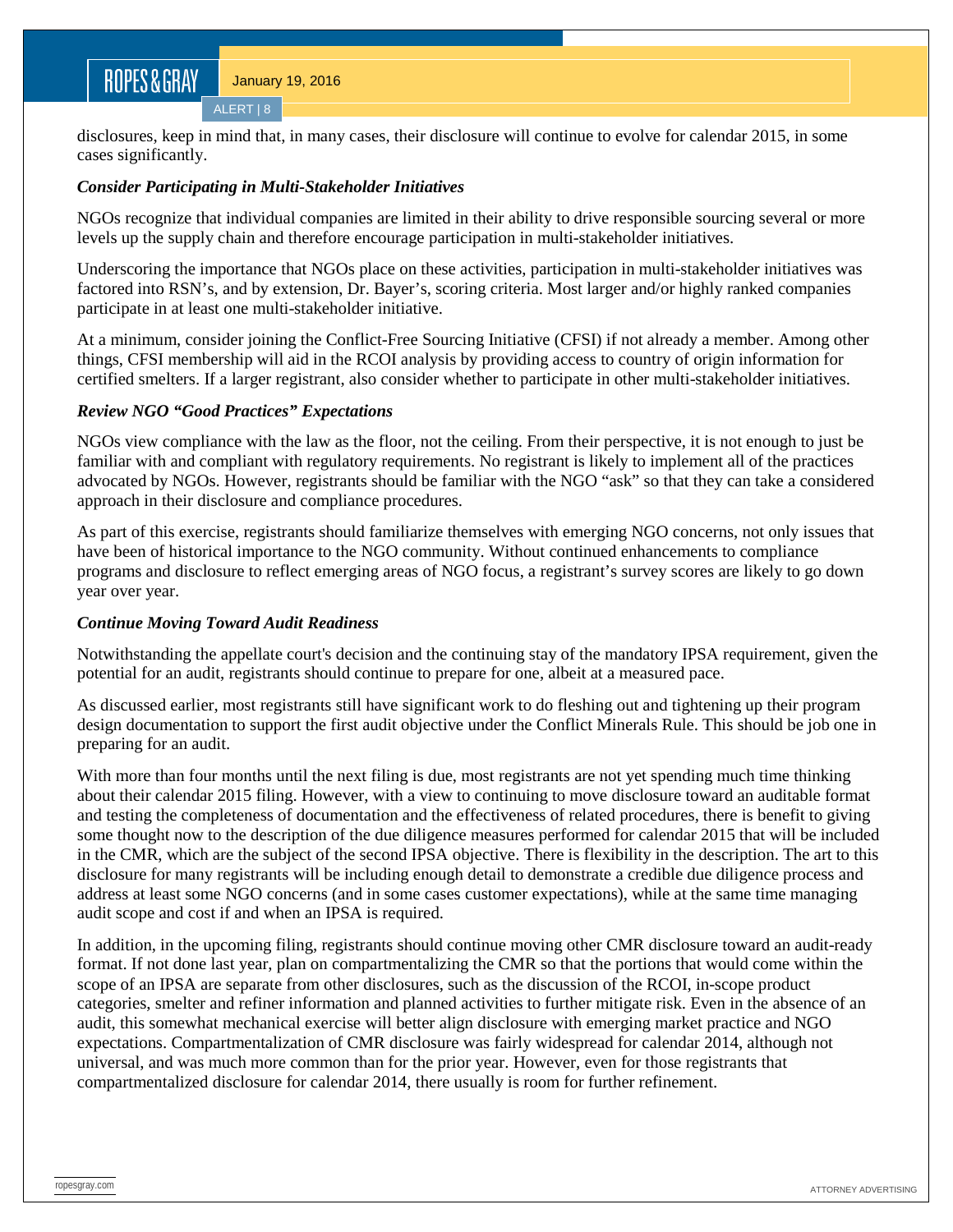disclosures, keep in mind that, in many cases, their disclosure will continue to evolve for calendar 2015, in some cases significantly.

### *Consider Participating in Multi-Stakeholder Initiatives*

NGOs recognize that individual companies are limited in their ability to drive responsible sourcing several or more levels up the supply chain and therefore encourage participation in multi-stakeholder initiatives.

Underscoring the importance that NGOs place on these activities, participation in multi-stakeholder initiatives was factored into RSN's, and by extension, Dr. Bayer's, scoring criteria. Most larger and/or highly ranked companies participate in at least one multi-stakeholder initiative.

At a minimum, consider joining the Conflict-Free Sourcing Initiative (CFSI) if not already a member. Among other things, CFSI membership will aid in the RCOI analysis by providing access to country of origin information for certified smelters. If a larger registrant, also consider whether to participate in other multi-stakeholder initiatives.

### *Review NGO "Good Practices" Expectations*

NGOs view compliance with the law as the floor, not the ceiling. From their perspective, it is not enough to just be familiar with and compliant with regulatory requirements. No registrant is likely to implement all of the practices advocated by NGOs. However, registrants should be familiar with the NGO "ask" so that they can take a considered approach in their disclosure and compliance procedures.

As part of this exercise, registrants should familiarize themselves with emerging NGO concerns, not only issues that have been of historical importance to the NGO community. Without continued enhancements to compliance programs and disclosure to reflect emerging areas of NGO focus, a registrant's survey scores are likely to go down year over year.

### *Continue Moving Toward Audit Readiness*

Notwithstanding the appellate court's decision and the continuing stay of the mandatory IPSA requirement, given the potential for an audit, registrants should continue to prepare for one, albeit at a measured pace.

As discussed earlier, most registrants still have significant work to do fleshing out and tightening up their program design documentation to support the first audit objective under the Conflict Minerals Rule. This should be job one in preparing for an audit.

With more than four months until the next filing is due, most registrants are not yet spending much time thinking about their calendar 2015 filing. However, with a view to continuing to move disclosure toward an auditable format and testing the completeness of documentation and the effectiveness of related procedures, there is benefit to giving some thought now to the description of the due diligence measures performed for calendar 2015 that will be included in the CMR, which are the subject of the second IPSA objective. There is flexibility in the description. The art to this disclosure for many registrants will be including enough detail to demonstrate a credible due diligence process and address at least some NGO concerns (and in some cases customer expectations), while at the same time managing audit scope and cost if and when an IPSA is required.

In addition, in the upcoming filing, registrants should continue moving other CMR disclosure toward an audit-ready format. If not done last year, plan on compartmentalizing the CMR so that the portions that would come within the scope of an IPSA are separate from other disclosures, such as the discussion of the RCOI, in-scope product categories, smelter and refiner information and planned activities to further mitigate risk. Even in the absence of an audit, this somewhat mechanical exercise will better align disclosure with emerging market practice and NGO expectations. Compartmentalization of CMR disclosure was fairly widespread for calendar 2014, although not universal, and was much more common than for the prior year. However, even for those registrants that compartmentalized disclosure for calendar 2014, there usually is room for further refinement.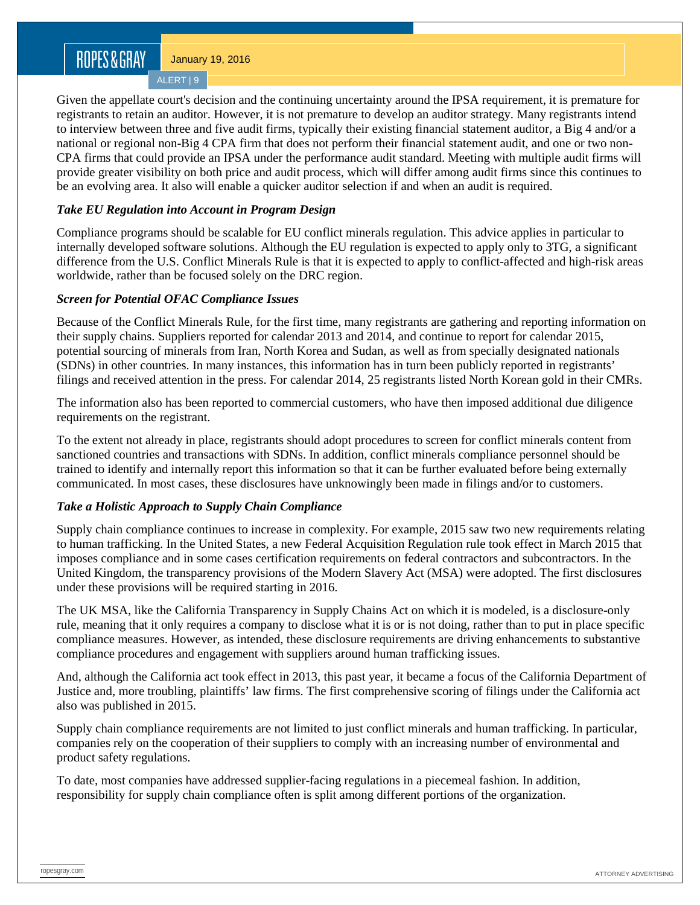Given the appellate court's decision and the continuing uncertainty around the IPSA requirement, it is premature for registrants to retain an auditor. However, it is not premature to develop an auditor strategy. Many registrants intend to interview between three and five audit firms, typically their existing financial statement auditor, a Big 4 and/or a national or regional non-Big 4 CPA firm that does not perform their financial statement audit, and one or two non-CPA firms that could provide an IPSA under the performance audit standard. Meeting with multiple audit firms will provide greater visibility on both price and audit process, which will differ among audit firms since this continues to be an evolving area. It also will enable a quicker auditor selection if and when an audit is required.

### *Take EU Regulation into Account in Program Design*

Compliance programs should be scalable for EU conflict minerals regulation. This advice applies in particular to internally developed software solutions. Although the EU regulation is expected to apply only to 3TG, a significant difference from the U.S. Conflict Minerals Rule is that it is expected to apply to conflict-affected and high-risk areas worldwide, rather than be focused solely on the DRC region.

### *Screen for Potential OFAC Compliance Issues*

Because of the Conflict Minerals Rule, for the first time, many registrants are gathering and reporting information on their supply chains. Suppliers reported for calendar 2013 and 2014, and continue to report for calendar 2015, potential sourcing of minerals from Iran, North Korea and Sudan, as well as from specially designated nationals (SDNs) in other countries. In many instances, this information has in turn been publicly reported in registrants' filings and received attention in the press. For calendar 2014, 25 registrants listed North Korean gold in their CMRs.

The information also has been reported to commercial customers, who have then imposed additional due diligence requirements on the registrant.

To the extent not already in place, registrants should adopt procedures to screen for conflict minerals content from sanctioned countries and transactions with SDNs. In addition, conflict minerals compliance personnel should be trained to identify and internally report this information so that it can be further evaluated before being externally communicated. In most cases, these disclosures have unknowingly been made in filings and/or to customers.

### *Take a Holistic Approach to Supply Chain Compliance*

Supply chain compliance continues to increase in complexity. For example, 2015 saw two new requirements relating to human trafficking. In the United States, a new Federal Acquisition Regulation rule took effect in March 2015 that imposes compliance and in some cases certification requirements on federal contractors and subcontractors. In the United Kingdom, the transparency provisions of the Modern Slavery Act (MSA) were adopted. The first disclosures under these provisions will be required starting in 2016.

The UK MSA, like the California Transparency in Supply Chains Act on which it is modeled, is a disclosure-only rule, meaning that it only requires a company to disclose what it is or is not doing, rather than to put in place specific compliance measures. However, as intended, these disclosure requirements are driving enhancements to substantive compliance procedures and engagement with suppliers around human trafficking issues.

And, although the California act took effect in 2013, this past year, it became a focus of the California Department of Justice and, more troubling, plaintiffs' law firms. The first comprehensive scoring of filings under the California act also was published in 2015.

Supply chain compliance requirements are not limited to just conflict minerals and human trafficking. In particular, companies rely on the cooperation of their suppliers to comply with an increasing number of environmental and product safety regulations.

To date, most companies have addressed supplier-facing regulations in a piecemeal fashion. In addition, responsibility for supply chain compliance often is split among different portions of the organization.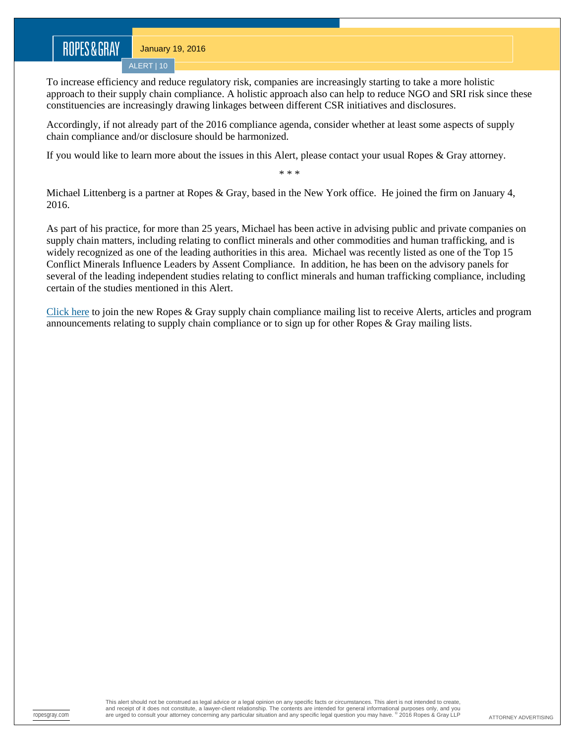To increase efficiency and reduce regulatory risk, companies are increasingly starting to take a more holistic approach to their supply chain compliance. A holistic approach also can help to reduce NGO and SRI risk since these constituencies are increasingly drawing linkages between different CSR initiatives and disclosures.

Accordingly, if not already part of the 2016 compliance agenda, consider whether at least some aspects of supply chain compliance and/or disclosure should be harmonized.

If you would like to learn more about the issues in this Alert, please contact your usual Ropes & Gray attorney.

* * *

Michael Littenberg is a partner at Ropes & Gray, based in the New York office. He joined the firm on January 4, 2016.

As part of his practice, for more than 25 years, Michael has been active in advising public and private companies on supply chain matters, including relating to conflict minerals and other commodities and human trafficking, and is widely recognized as one of the leading authorities in this area. Michael was recently listed as one of the Top 15 Conflict Minerals Influence Leaders by Assent Compliance. In addition, he has been on the advisory panels for several of the leading independent studies relating to conflict minerals and human trafficking compliance, including certain of the studies mentioned in this Alert.

Click here to join the new Ropes & Gray supply chain compliance mailing list to receive Alerts, articles and program announcements relating to supply chain compliance or to sign up for other Ropes & Gray mailing lists.

This alert should not be construed as legal advice or a legal opinion on any specific facts or circumstances. This alert is not intended to create, and receipt of it does not constitute, a lawyer-client relationship. The contents are intended for general informational purposes only, and you are urged to consult your attorney concerning any particular situation and any specific legal question you may have. © 2016 Ropes & Gray LLP

ATTORNEY ADVERTISING